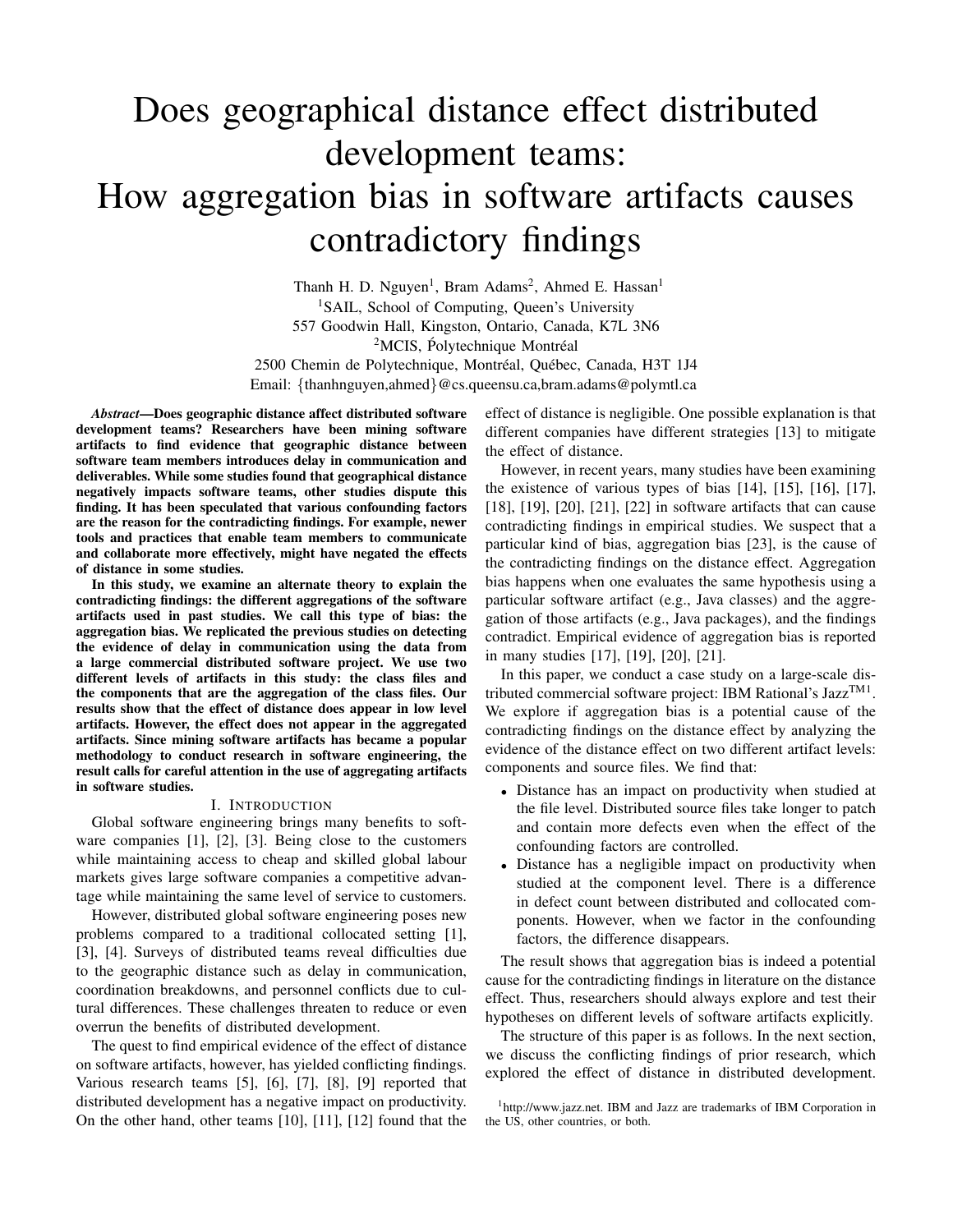# Does geographical distance effect distributed development teams: How aggregation bias in software artifacts causes contradictory findings

Thanh H. D. Nguyen[1], Bram Adams[2], Ahmed E. Hassan[1]

[1]SAIL, School of Computing, Queen's University
557 Goodwin Hall, Kingston, Ontario, Canada, K7L 3N6

[2]MCIS, Ṕolytechnique Montréal
2500 Chemin de Polytechnique, Montréal, Québec, Canada, H3T 1J4

Email: {thanhnguyen,ahmed}@cs.queensu.ca,bram.adams@polymtl.ca

***Abstract*—Does geographic distance affect distributed software development teams? Researchers have been mining software artifacts to find evidence that geographic distance between software team members introduces delay in communication and deliverables. While some studies found that geographical distance negatively impacts software teams, other studies dispute this finding. It has been speculated that various confounding factors are the reason for the contradicting findings. For example, newer tools and practices that enable team members to communicate and collaborate more effectively, might have negated the effects of distance in some studies.**

**In this study, we examine an alternate theory to explain the contradicting findings: the different aggregations of the software artifacts used in past studies. We call this type of bias: the aggregation bias. We replicated the previous studies on detecting the evidence of delay in communication using the data from a large commercial distributed software project. We use two different levels of artifacts in this study: the class files and the components that are the aggregation of the class files. Our results show that the effect of distance does appear in low level artifacts. However, the effect does not appear in the aggregated artifacts. Since mining software artifacts has became a popular methodology to conduct research in software engineering, the result calls for careful attention in the use of aggregating artifacts in software studies.**

## I. Introduction

Global software engineering brings many benefits to software companies [1], [2], [3]. Being close to the customers while maintaining access to cheap and skilled global labour markets gives large software companies a competitive advantage while maintaining the same level of service to customers.

However, distributed global software engineering poses new problems compared to a traditional collocated setting [1], [3], [4]. Surveys of distributed teams reveal difficulties due to the geographic distance such as delay in communication, coordination breakdowns, and personnel conflicts due to cultural differences. These challenges threaten to reduce or even overrun the benefits of distributed development.

The quest to find empirical evidence of the effect of distance on software artifacts, however, has yielded conflicting findings. Various research teams [5], [6], [7], [8], [9] reported that distributed development has a negative impact on productivity. On the other hand, other teams [10], [11], [12] found that the effect of distance is negligible. One possible explanation is that different companies have different strategies [13] to mitigate the effect of distance.

However, in recent years, many studies have been examining the existence of various types of bias [14], [15], [16], [17], [18], [19], [20], [21], [22] in software artifacts that can cause contradicting findings in empirical studies. We suspect that a particular kind of bias, aggregation bias [23], is the cause of the contradicting findings on the distance effect. Aggregation bias happens when one evaluates the same hypothesis using a particular software artifact (e.g., Java classes) and the aggregation of those artifacts (e.g., Java packages), and the findings contradict. Empirical evidence of aggregation bias is reported in many studies [17], [19], [20], [21].

In this paper, we conduct a case study on a large-scale distributed commercial software project: IBM Rational's Jazz™[1]. We explore if aggregation bias is a potential cause of the contradicting findings on the distance effect by analyzing the evidence of the distance effect on two different artifact levels: components and source files. We find that:

- Distance has an impact on productivity when studied at the file level. Distributed source files take longer to patch and contain more defects even when the effect of the confounding factors are controlled.
- Distance has a negligible impact on productivity when studied at the component level. There is a difference in defect count between distributed and collocated components. However, when we factor in the confounding factors, the difference disappears.

The result shows that aggregation bias is indeed a potential cause for the contradicting findings in literature on the distance effect. Thus, researchers should always explore and test their hypotheses on different levels of software artifacts explicitly.

The structure of this paper is as follows. In the next section, we discuss the conflicting findings of prior research, which explored the effect of distance in distributed development.

[1]http://www.jazz.net. IBM and Jazz are trademarks of IBM Corporation in the US, other countries, or both.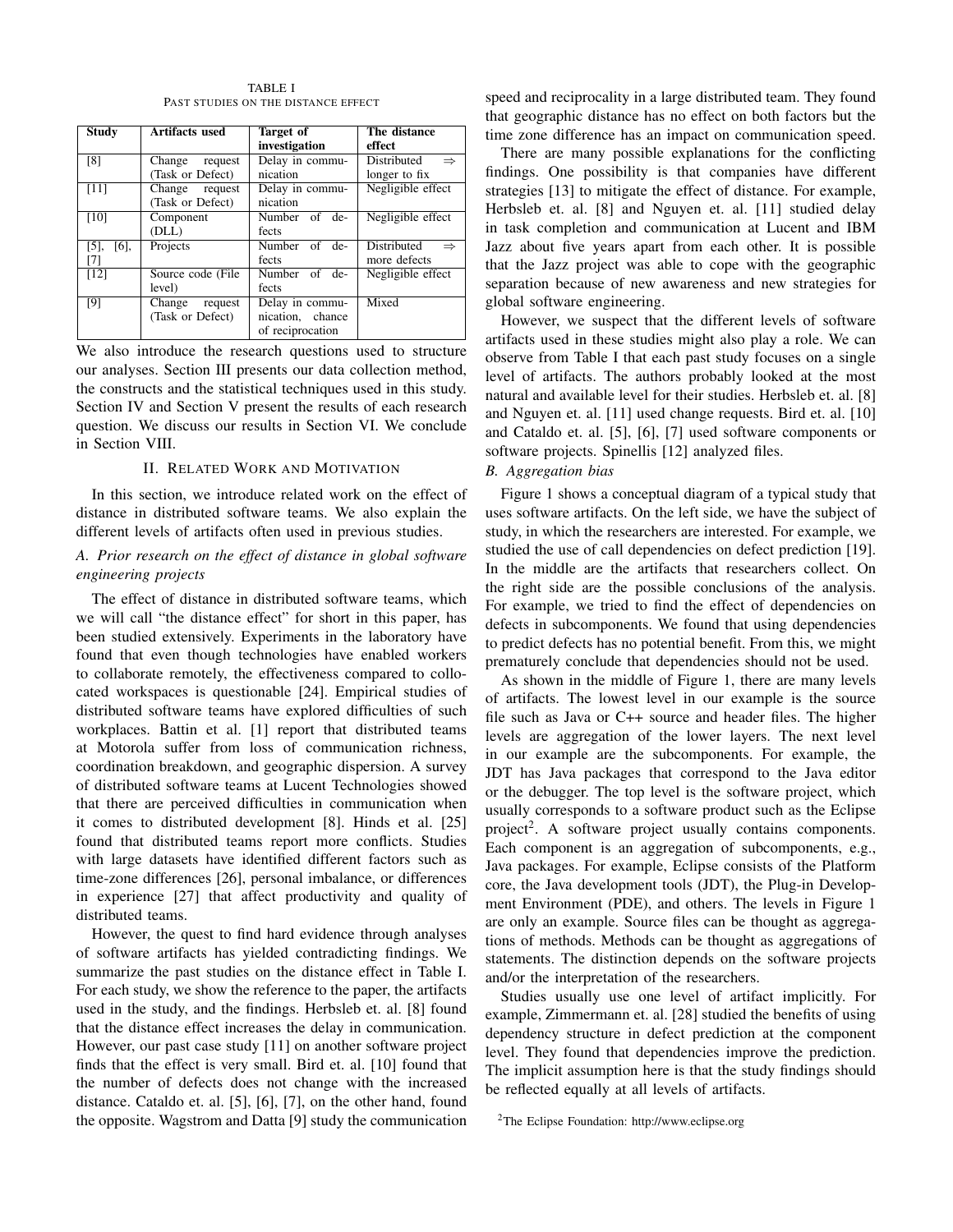TABLE I
PAST STUDIES ON THE DISTANCE EFFECT

| Study | Artifacts used | Target of investigation | The distance effect |
|---|---|---|---|
| [8] | Change request (Task or Defect) | Delay in communication | Distributed ⇒ longer to fix |
| [11] | Change request (Task or Defect) | Delay in communication | Negligible effect |
| [10] | Component (DLL) | Number of defects | Negligible effect |
| [5], [6], [7] | Projects | Number of defects | Distributed ⇒ more defects |
| [12] | Source code (File level) | Number of defects | Negligible effect |
| [9] | Change request (Task or Defect) | Delay in communication, chance of reciprocation | Mixed |

We also introduce the research questions used to structure our analyses. Section III presents our data collection method, the constructs and the statistical techniques used in this study. Section IV and Section V present the results of each research question. We discuss our results in Section VI. We conclude in Section VIII.

## II. RELATED WORK AND MOTIVATION

In this section, we introduce related work on the effect of distance in distributed software teams. We also explain the different levels of artifacts often used in previous studies.

### A. Prior research on the effect of distance in global software engineering projects

The effect of distance in distributed software teams, which we will call "the distance effect" for short in this paper, has been studied extensively. Experiments in the laboratory have found that even though technologies have enabled workers to collaborate remotely, the effectiveness compared to collocated workspaces is questionable [24]. Empirical studies of distributed software teams have explored difficulties of such workplaces. Battin et al. [1] report that distributed teams at Motorola suffer from loss of communication richness, coordination breakdown, and geographic dispersion. A survey of distributed software teams at Lucent Technologies showed that there are perceived difficulties in communication when it comes to distributed development [8]. Hinds et al. [25] found that distributed teams report more conflicts. Studies with large datasets have identified different factors such as time-zone differences [26], personal imbalance, or differences in experience [27] that affect productivity and quality of distributed teams.

However, the quest to find hard evidence through analyses of software artifacts has yielded contradicting findings. We summarize the past studies on the distance effect in Table I. For each study, we show the reference to the paper, the artifacts used in the study, and the findings. Herbsleb et. al. [8] found that the distance effect increases the delay in communication. However, our past case study [11] on another software project finds that the effect is very small. Bird et. al. [10] found that the number of defects does not change with the increased distance. Cataldo et. al. [5], [6], [7], on the other hand, found the opposite. Wagstrom and Datta [9] study the communication speed and reciprocality in a large distributed team. They found that geographic distance has no effect on both factors but the time zone difference has an impact on communication speed.

There are many possible explanations for the conflicting findings. One possibility is that companies have different strategies [13] to mitigate the effect of distance. For example, Herbsleb et. al. [8] and Nguyen et. al. [11] studied delay in task completion and communication at Lucent and IBM Jazz about five years apart from each other. It is possible that the Jazz project was able to cope with the geographic separation because of new awareness and new strategies for global software engineering.

However, we suspect that the different levels of software artifacts used in these studies might also play a role. We can observe from Table I that each past study focuses on a single level of artifacts. The authors probably looked at the most natural and available level for their studies. Herbsleb et. al. [8] and Nguyen et. al. [11] used change requests. Bird et. al. [10] and Cataldo et. al. [5], [6], [7] used software components or software projects. Spinellis [12] analyzed files.

### B. Aggregation bias

Figure 1 shows a conceptual diagram of a typical study that uses software artifacts. On the left side, we have the subject of study, in which the researchers are interested. For example, we studied the use of call dependencies on defect prediction [19]. In the middle are the artifacts that researchers collect. On the right side are the possible conclusions of the analysis. For example, we tried to find the effect of dependencies on defects in subcomponents. We found that using dependencies to predict defects has no potential benefit. From this, we might prematurely conclude that dependencies should not be used.

As shown in the middle of Figure 1, there are many levels of artifacts. The lowest level in our example is the source file such as Java or C++ source and header files. The higher levels are aggregation of the lower layers. The next level in our example are the subcomponents. For example, the JDT has Java packages that correspond to the Java editor or the debugger. The top level is the software project, which usually corresponds to a software product such as the Eclipse project[2]. A software project usually contains components. Each component is an aggregation of subcomponents, e.g., Java packages. For example, Eclipse consists of the Platform core, the Java development tools (JDT), the Plug-in Development Environment (PDE), and others. The levels in Figure 1 are only an example. Source files can be thought as aggregations of methods. Methods can be thought as aggregations of statements. The distinction depends on the software projects and/or the interpretation of the researchers.

Studies usually use one level of artifact implicitly. For example, Zimmermann et. al. [28] studied the benefits of using dependency structure in defect prediction at the component level. They found that dependencies improve the prediction. The implicit assumption here is that the study findings should be reflected equally at all levels of artifacts.

[2]The Eclipse Foundation: http://www.eclipse.org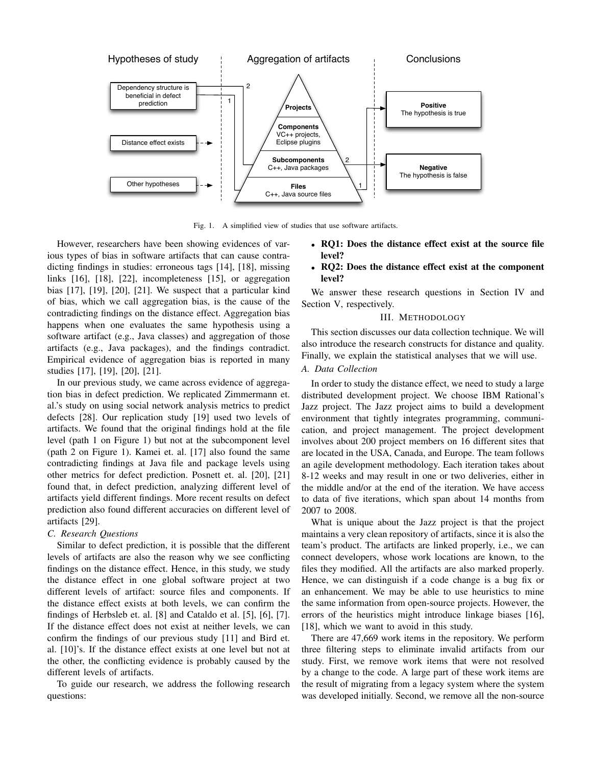Fig. 1. A simplified view of studies that use software artifacts.

However, researchers have been showing evidences of various types of bias in software artifacts that can cause contradicting findings in studies: erroneous tags [14], [18], missing links [16], [18], [22], incompleteness [15], or aggregation bias [17], [19], [20], [21]. We suspect that a particular kind of bias, which we call aggregation bias, is the cause of the contradicting findings on the distance effect. Aggregation bias happens when one evaluates the same hypothesis using a software artifact (e.g., Java classes) and aggregation of those artifacts (e.g., Java packages), and the findings contradict. Empirical evidence of aggregation bias is reported in many studies [17], [19], [20], [21].

In our previous study, we came across evidence of aggregation bias in defect prediction. We replicated Zimmermann et. al.'s study on using social network analysis metrics to predict defects [28]. Our replication study [19] used two levels of artifacts. We found that the original findings hold at the file level (path 1 on Figure 1) but not at the subcomponent level (path 2 on Figure 1). Kamei et. al. [17] also found the same contradicting findings at Java file and package levels using other metrics for defect prediction. Posnett et. al. [20], [21] found that, in defect prediction, analyzing different level of artifacts yield different findings. More recent results on defect prediction also found different accuracies on different level of artifacts [29].

### C. Research Questions

Similar to defect prediction, it is possible that the different levels of artifacts are also the reason why we see conflicting findings on the distance effect. Hence, in this study, we study the distance effect in one global software project at two different levels of artifact: source files and components. If the distance effect exists at both levels, we can confirm the findings of Herbsleb et. al. [8] and Cataldo et al. [5], [6], [7]. If the distance effect does not exist at neither levels, we can confirm the findings of our previous study [11] and Bird et. al. [10]'s. If the distance effect exists at one level but not at the other, the conflicting evidence is probably caused by the different levels of artifacts.

To guide our research, we address the following research questions:

- **RQ1: Does the distance effect exist at the source file level?**
- **RQ2: Does the distance effect exist at the component level?**

We answer these research questions in Section IV and Section V, respectively.

## III. Methodology

This section discusses our data collection technique. We will also introduce the research constructs for distance and quality. Finally, we explain the statistical analyses that we will use.

### A. Data Collection

In order to study the distance effect, we need to study a large distributed development project. We choose IBM Rational's Jazz project. The Jazz project aims to build a development environment that tightly integrates programming, communication, and project management. The project development involves about 200 project members on 16 different sites that are located in the USA, Canada, and Europe. The team follows an agile development methodology. Each iteration takes about 8-12 weeks and may result in one or two deliveries, either in the middle and/or at the end of the iteration. We have access to data of five iterations, which span about 14 months from 2007 to 2008.

What is unique about the Jazz project is that the project maintains a very clean repository of artifacts, since it is also the team's product. The artifacts are linked properly, i.e., we can connect developers, whose work locations are known, to the files they modified. All the artifacts are also marked properly. Hence, we can distinguish if a code change is a bug fix or an enhancement. We may be able to use heuristics to mine the same information from open-source projects. However, the errors of the heuristics might introduce linkage biases [16], [18], which we want to avoid in this study.

There are 47,669 work items in the repository. We perform three filtering steps to eliminate invalid artifacts from our study. First, we remove work items that were not resolved by a change to the code. A large part of these work items are the result of migrating from a legacy system where the system was developed initially. Second, we remove all the non-source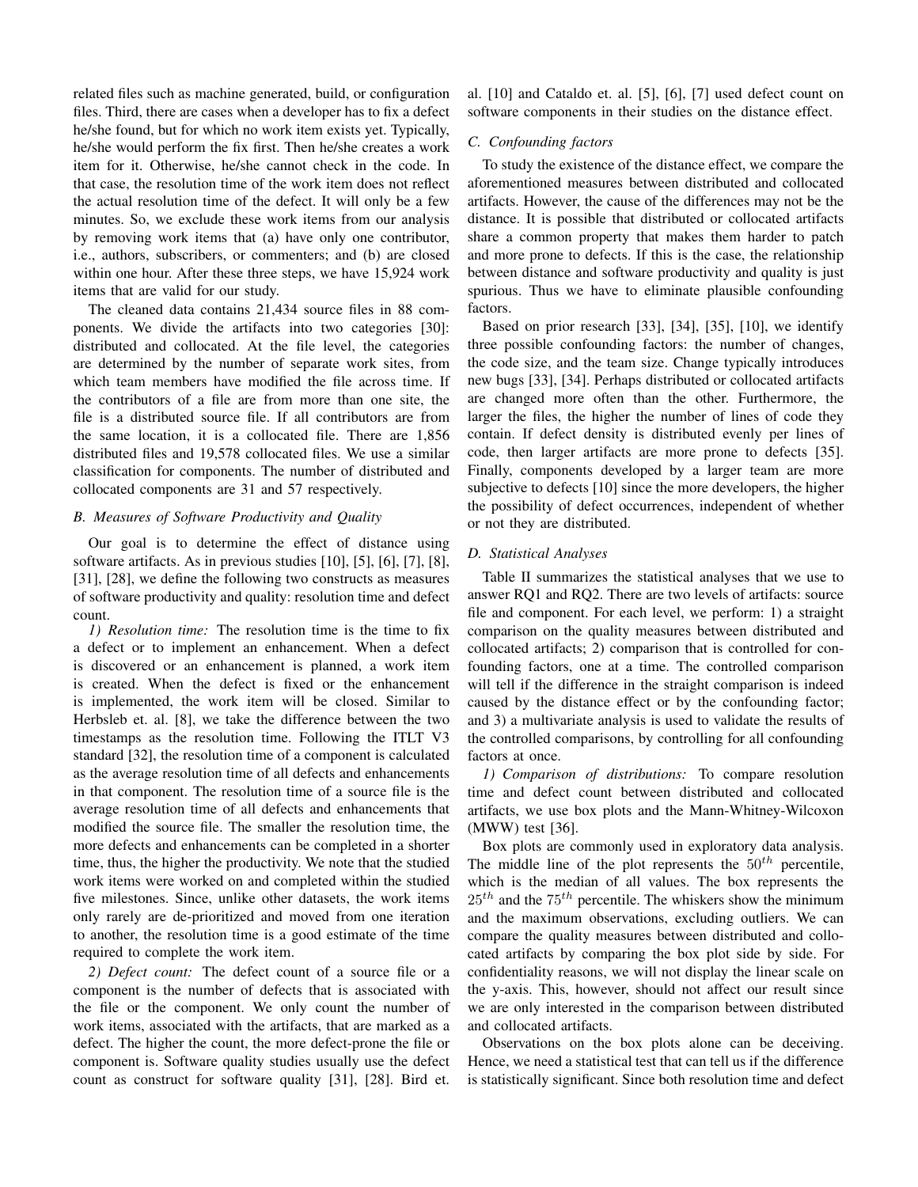related files such as machine generated, build, or configuration files. Third, there are cases when a developer has to fix a defect he/she found, but for which no work item exists yet. Typically, he/she would perform the fix first. Then he/she creates a work item for it. Otherwise, he/she cannot check in the code. In that case, the resolution time of the work item does not reflect the actual resolution time of the defect. It will only be a few minutes. So, we exclude these work items from our analysis by removing work items that (a) have only one contributor, i.e., authors, subscribers, or commenters; and (b) are closed within one hour. After these three steps, we have 15,924 work items that are valid for our study.

The cleaned data contains 21,434 source files in 88 components. We divide the artifacts into two categories [30]: distributed and collocated. At the file level, the categories are determined by the number of separate work sites, from which team members have modified the file across time. If the contributors of a file are from more than one site, the file is a distributed source file. If all contributors are from the same location, it is a collocated file. There are 1,856 distributed files and 19,578 collocated files. We use a similar classification for components. The number of distributed and collocated components are 31 and 57 respectively.

### B. Measures of Software Productivity and Quality

Our goal is to determine the effect of distance using software artifacts. As in previous studies [10], [5], [6], [7], [8], [31], [28], we define the following two constructs as measures of software productivity and quality: resolution time and defect count.

*1) Resolution time:* The resolution time is the time to fix a defect or to implement an enhancement. When a defect is discovered or an enhancement is planned, a work item is created. When the defect is fixed or the enhancement is implemented, the work item will be closed. Similar to Herbsleb et. al. [8], we take the difference between the two timestamps as the resolution time. Following the ITLT V3 standard [32], the resolution time of a component is calculated as the average resolution time of all defects and enhancements in that component. The resolution time of a source file is the average resolution time of all defects and enhancements that modified the source file. The smaller the resolution time, the more defects and enhancements can be completed in a shorter time, thus, the higher the productivity. We note that the studied work items were worked on and completed within the studied five milestones. Since, unlike other datasets, the work items only rarely are de-prioritized and moved from one iteration to another, the resolution time is a good estimate of the time required to complete the work item.

*2) Defect count:* The defect count of a source file or a component is the number of defects that is associated with the file or the component. We only count the number of work items, associated with the artifacts, that are marked as a defect. The higher the count, the more defect-prone the file or component is. Software quality studies usually use the defect count as construct for software quality [31], [28]. Bird et. al. [10] and Cataldo et. al. [5], [6], [7] used defect count on software components in their studies on the distance effect.

### C. Confounding factors

To study the existence of the distance effect, we compare the aforementioned measures between distributed and collocated artifacts. However, the cause of the differences may not be the distance. It is possible that distributed or collocated artifacts share a common property that makes them harder to patch and more prone to defects. If this is the case, the relationship between distance and software productivity and quality is just spurious. Thus we have to eliminate plausible confounding factors.

Based on prior research [33], [34], [35], [10], we identify three possible confounding factors: the number of changes, the code size, and the team size. Change typically introduces new bugs [33], [34]. Perhaps distributed or collocated artifacts are changed more often than the other. Furthermore, the larger the files, the higher the number of lines of code they contain. If defect density is distributed evenly per lines of code, then larger artifacts are more prone to defects [35]. Finally, components developed by a larger team are more subjective to defects [10] since the more developers, the higher the possibility of defect occurrences, independent of whether or not they are distributed.

### D. Statistical Analyses

Table II summarizes the statistical analyses that we use to answer RQ1 and RQ2. There are two levels of artifacts: source file and component. For each level, we perform: 1) a straight comparison on the quality measures between distributed and collocated artifacts; 2) comparison that is controlled for confounding factors, one at a time. The controlled comparison will tell if the difference in the straight comparison is indeed caused by the distance effect or by the confounding factor; and 3) a multivariate analysis is used to validate the results of the controlled comparisons, by controlling for all confounding factors at once.

*1) Comparison of distributions:* To compare resolution time and defect count between distributed and collocated artifacts, we use box plots and the Mann-Whitney-Wilcoxon (MWW) test [36].

Box plots are commonly used in exploratory data analysis. The middle line of the plot represents the $50^{th}$ percentile, which is the median of all values. The box represents the $25^{th}$ and the $75^{th}$ percentile. The whiskers show the minimum and the maximum observations, excluding outliers. We can compare the quality measures between distributed and collocated artifacts by comparing the box plot side by side. For confidentiality reasons, we will not display the linear scale on the y-axis. This, however, should not affect our result since we are only interested in the comparison between distributed and collocated artifacts.

Observations on the box plots alone can be deceiving. Hence, we need a statistical test that can tell us if the difference is statistically significant. Since both resolution time and defect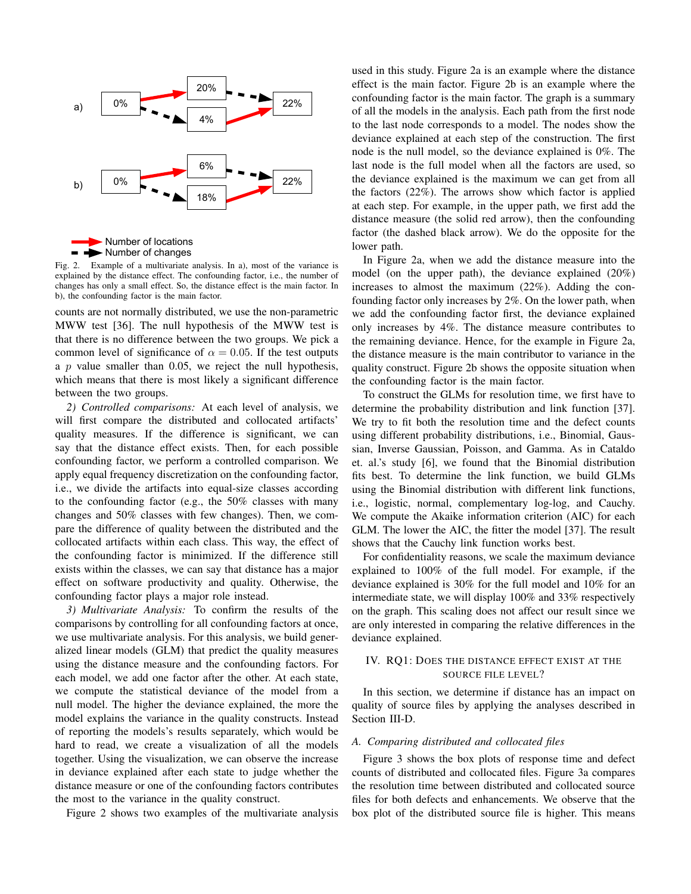a) 0% → 20% → 22%; 0% → 4% → 22%

b) 0% → 6% → 22%; 0% → 18% → 22%

Number of locations (solid red arrow)
Number of changes (dashed black arrow)

Fig. 2. Example of a multivariate analysis. In a), most of the variance is explained by the distance effect. The confounding factor, i.e., the number of changes has only a small effect. So, the distance effect is the main factor. In b), the confounding factor is the main factor.

counts are not normally distributed, we use the non-parametric MWW test [36]. The null hypothesis of the MWW test is that there is no difference between the two groups. We pick a common level of significance of $\alpha = 0.05$. If the test outputs a $p$ value smaller than 0.05, we reject the null hypothesis, which means that there is most likely a significant difference between the two groups.

*2) Controlled comparisons:* At each level of analysis, we will first compare the distributed and collocated artifacts' quality measures. If the difference is significant, we can say that the distance effect exists. Then, for each possible confounding factor, we perform a controlled comparison. We apply equal frequency discretization on the confounding factor, i.e., we divide the artifacts into equal-size classes according to the confounding factor (e.g., the 50% classes with many changes and 50% classes with few changes). Then, we compare the difference of quality between the distributed and the collocated artifacts within each class. This way, the effect of the confounding factor is minimized. If the difference still exists within the classes, we can say that distance has a major effect on software productivity and quality. Otherwise, the confounding factor plays a major role instead.

*3) Multivariate Analysis:* To confirm the results of the comparisons by controlling for all confounding factors at once, we use multivariate analysis. For this analysis, we build generalized linear models (GLM) that predict the quality measures using the distance measure and the confounding factors. For each model, we add one factor after the other. At each state, we compute the statistical deviance of the model from a null model. The higher the deviance explained, the more the model explains the variance in the quality constructs. Instead of reporting the models's results separately, which would be hard to read, we create a visualization of all the models together. Using the visualization, we can observe the increase in deviance explained after each state to judge whether the distance measure or one of the confounding factors contributes the most to the variance in the quality construct.

Figure 2 shows two examples of the multivariate analysis used in this study. Figure 2a is an example where the distance effect is the main factor. Figure 2b is an example where the confounding factor is the main factor. The graph is a summary of all the models in the analysis. Each path from the first node to the last node corresponds to a model. The nodes show the deviance explained at each step of the construction. The first node is the null model, so the deviance explained is 0%. The last node is the full model when all the factors are used, so the deviance explained is the maximum we can get from all the factors (22%). The arrows show which factor is applied at each step. For example, in the upper path, we first add the distance measure (the solid red arrow), then the confounding factor (the dashed black arrow). We do the opposite for the lower path.

In Figure 2a, when we add the distance measure into the model (on the upper path), the deviance explained (20%) increases to almost the maximum (22%). Adding the confounding factor only increases by 2%. On the lower path, when we add the confounding factor first, the deviance explained only increases by 4%. The distance measure contributes to the remaining deviance. Hence, for the example in Figure 2a, the distance measure is the main contributor to variance in the quality construct. Figure 2b shows the opposite situation when the confounding factor is the main factor.

To construct the GLMs for resolution time, we first have to determine the probability distribution and link function [37]. We try to fit both the resolution time and the defect counts using different probability distributions, i.e., Binomial, Gaussian, Inverse Gaussian, Poisson, and Gamma. As in Cataldo et. al.'s study [6], we found that the Binomial distribution fits best. To determine the link function, we build GLMs using the Binomial distribution with different link functions, i.e., logistic, normal, complementary log-log, and Cauchy. We compute the Akaike information criterion (AIC) for each GLM. The lower the AIC, the fitter the model [37]. The result shows that the Cauchy link function works best.

For confidentiality reasons, we scale the maximum deviance explained to 100% of the full model. For example, if the deviance explained is 30% for the full model and 10% for an intermediate state, we will display 100% and 33% respectively on the graph. This scaling does not affect our result since we are only interested in comparing the relative differences in the deviance explained.

## IV. RQ1: Does the Distance Effect Exist at the Source File Level?

In this section, we determine if distance has an impact on quality of source files by applying the analyses described in Section III-D.

### A. Comparing distributed and collocated files

Figure 3 shows the box plots of response time and defect counts of distributed and collocated files. Figure 3a compares the resolution time between distributed and collocated source files for both defects and enhancements. We observe that the box plot of the distributed source file is higher. This means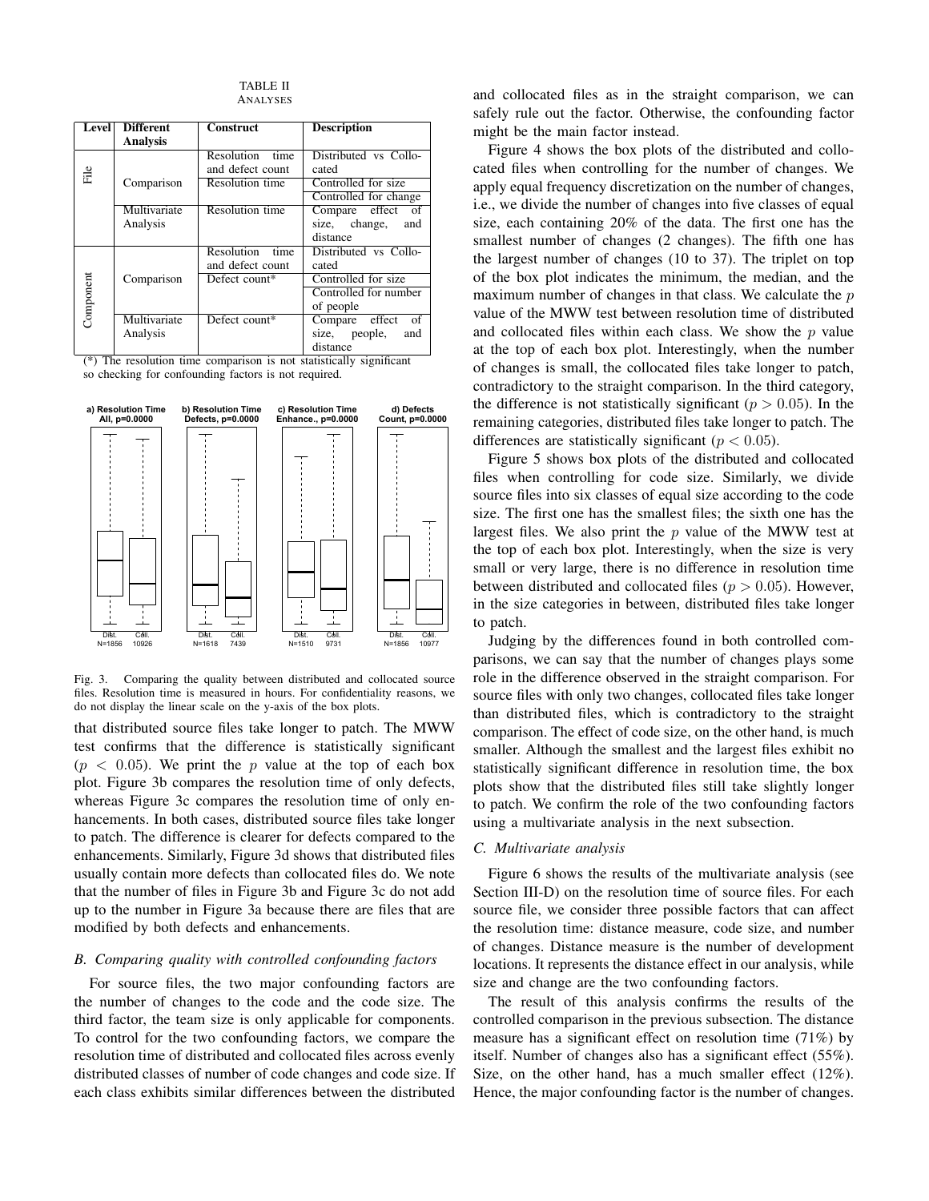TABLE II
ANALYSES

| Level | Different Analysis | Construct | Description |
|---|---|---|---|
| File | Comparison | Resolution time and defect count | Distributed vs Collocated |
| | | Resolution time | Controlled for size |
| | | | Controlled for change |
| | Multivariate Analysis | Resolution time | Compare effect of size, change, and distance |
| Component | Comparison | Resolution time and defect count | Distributed vs Collocated |
| | | Defect count* | Controlled for size |
| | | | Controlled for number of people |
| | Multivariate Analysis | Defect count* | Compare effect of size, people, and distance |

(*) The resolution time comparison is not statistically significant so checking for confounding factors is not required.

a) Resolution Time All, p=0.0000
b) Resolution Time Defects, p=0.0000
c) Resolution Time Enhance., p=0.0000
d) Defects Count, p=0.0000

Dist. N=1856 Coll. 10926
Dist. N=1618 Coll. 7439
Dist. N=1510 Coll. 9731
Dist. N=1856 Coll. 10977

Fig. 3. Comparing the quality between distributed and collocated source files. Resolution time is measured in hours. For confidentiality reasons, we do not display the linear scale on the y-axis of the box plots.

that distributed source files take longer to patch. The MWW test confirms that the difference is statistically significant ($p < 0.05$). We print the $p$ value at the top of each box plot. Figure 3b compares the resolution time of only defects, whereas Figure 3c compares the resolution time of only enhancements. In both cases, distributed source files take longer to patch. The difference is clearer for defects compared to the enhancements. Similarly, Figure 3d shows that distributed files usually contain more defects than collocated files do. We note that the number of files in Figure 3b and Figure 3c do not add up to the number in Figure 3a because there are files that are modified by both defects and enhancements.

### B. Comparing quality with controlled confounding factors

For source files, the two major confounding factors are the number of changes to the code and the code size. The third factor, the team size is only applicable for components. To control for the two confounding factors, we compare the resolution time of distributed and collocated files across evenly distributed classes of number of code changes and code size. If each class exhibits similar differences between the distributed and collocated files as in the straight comparison, we can safely rule out the factor. Otherwise, the confounding factor might be the main factor instead.

Figure 4 shows the box plots of the distributed and collocated files when controlling for the number of changes. We apply equal frequency discretization on the number of changes, i.e., we divide the number of changes into five classes of equal size, each containing 20% of the data. The first one has the smallest number of changes (2 changes). The fifth one has the largest number of changes (10 to 37). The triplet on top of the box plot indicates the minimum, the median, and the maximum number of changes in that class. We calculate the $p$ value of the MWW test between resolution time of distributed and collocated files within each class. We show the $p$ value at the top of each box plot. Interestingly, when the number of changes is small, the collocated files take longer to patch, contradictory to the straight comparison. In the third category, the difference is not statistically significant ($p > 0.05$). In the remaining categories, distributed files take longer to patch. The differences are statistically significant ($p < 0.05$).

Figure 5 shows box plots of the distributed and collocated files when controlling for code size. Similarly, we divide source files into six classes of equal size according to the code size. The first one has the smallest files; the sixth one has the largest files. We also print the $p$ value of the MWW test at the top of each box plot. Interestingly, when the size is very small or very large, there is no difference in resolution time between distributed and collocated files ($p > 0.05$). However, in the size categories in between, distributed files take longer to patch.

Judging by the differences found in both controlled comparisons, we can say that the number of changes plays some role in the difference observed in the straight comparison. For source files with only two changes, collocated files take longer than distributed files, which is contradictory to the straight comparison. The effect of code size, on the other hand, is much smaller. Although the smallest and the largest files exhibit no statistically significant difference in resolution time, the box plots show that the distributed files still take slightly longer to patch. We confirm the role of the two confounding factors using a multivariate analysis in the next subsection.

### C. Multivariate analysis

Figure 6 shows the results of the multivariate analysis (see Section III-D) on the resolution time of source files. For each source file, we consider three possible factors that can affect the resolution time: distance measure, code size, and number of changes. Distance measure is the number of development locations. It represents the distance effect in our analysis, while size and change are the two confounding factors.

The result of this analysis confirms the results of the controlled comparison in the previous subsection. The distance measure has a significant effect on resolution time (71%) by itself. Number of changes also has a significant effect (55%). Size, on the other hand, has a much smaller effect (12%). Hence, the major confounding factor is the number of changes.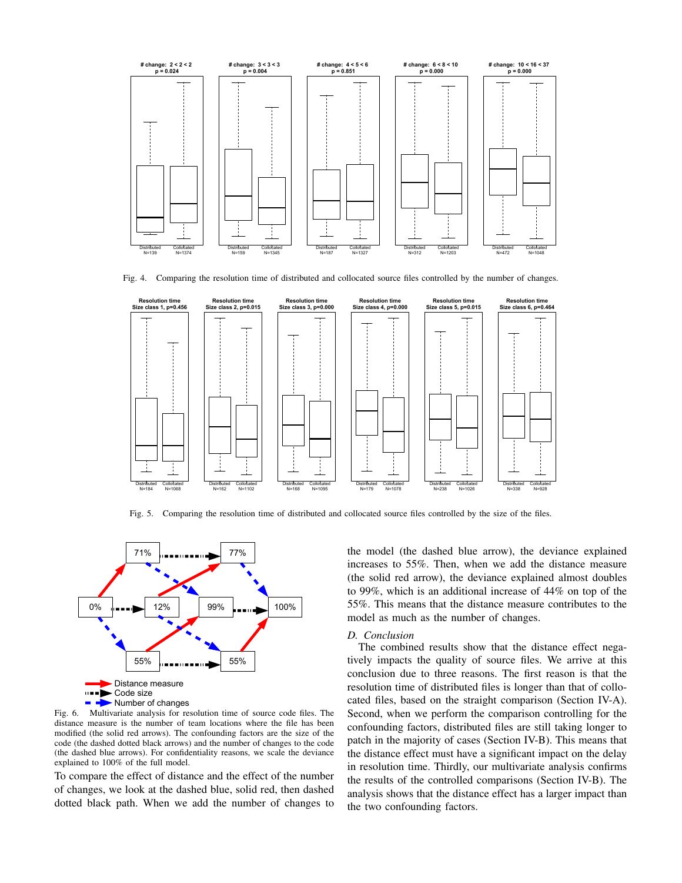Fig. 4. Comparing the resolution time of distributed and collocated source files controlled by the number of changes.

Fig. 5. Comparing the resolution time of distributed and collocated source files controlled by the size of the files.

Fig. 6. Multivariate analysis for resolution time of source code files. The distance measure is the number of team locations where the file has been modified (the solid red arrows). The confounding factors are the size of the code (the dashed dotted black arrows) and the number of changes to the code (the dashed blue arrows). For confidentiality reasons, we scale the deviance explained to 100% of the full model.

To compare the effect of distance and the effect of the number of changes, we look at the dashed blue, solid red, then dashed dotted black path. When we add the number of changes to the model (the dashed blue arrow), the deviance explained increases to 55%. Then, when we add the distance measure (the solid red arrow), the deviance explained almost doubles to 99%, which is an additional increase of 44% on top of the 55%. This means that the distance measure contributes to the model as much as the number of changes.

### D. Conclusion

The combined results show that the distance effect negatively impacts the quality of source files. We arrive at this conclusion due to three reasons. The first reason is that the resolution time of distributed files is longer than that of collocated files, based on the straight comparison (Section IV-A). Second, when we perform the comparison controlling for the confounding factors, distributed files are still taking longer to patch in the majority of cases (Section IV-B). This means that the distance effect must have a significant impact on the delay in resolution time. Thirdly, our multivariate analysis confirms the results of the controlled comparisons (Section IV-B). The analysis shows that the distance effect has a larger impact than the two confounding factors.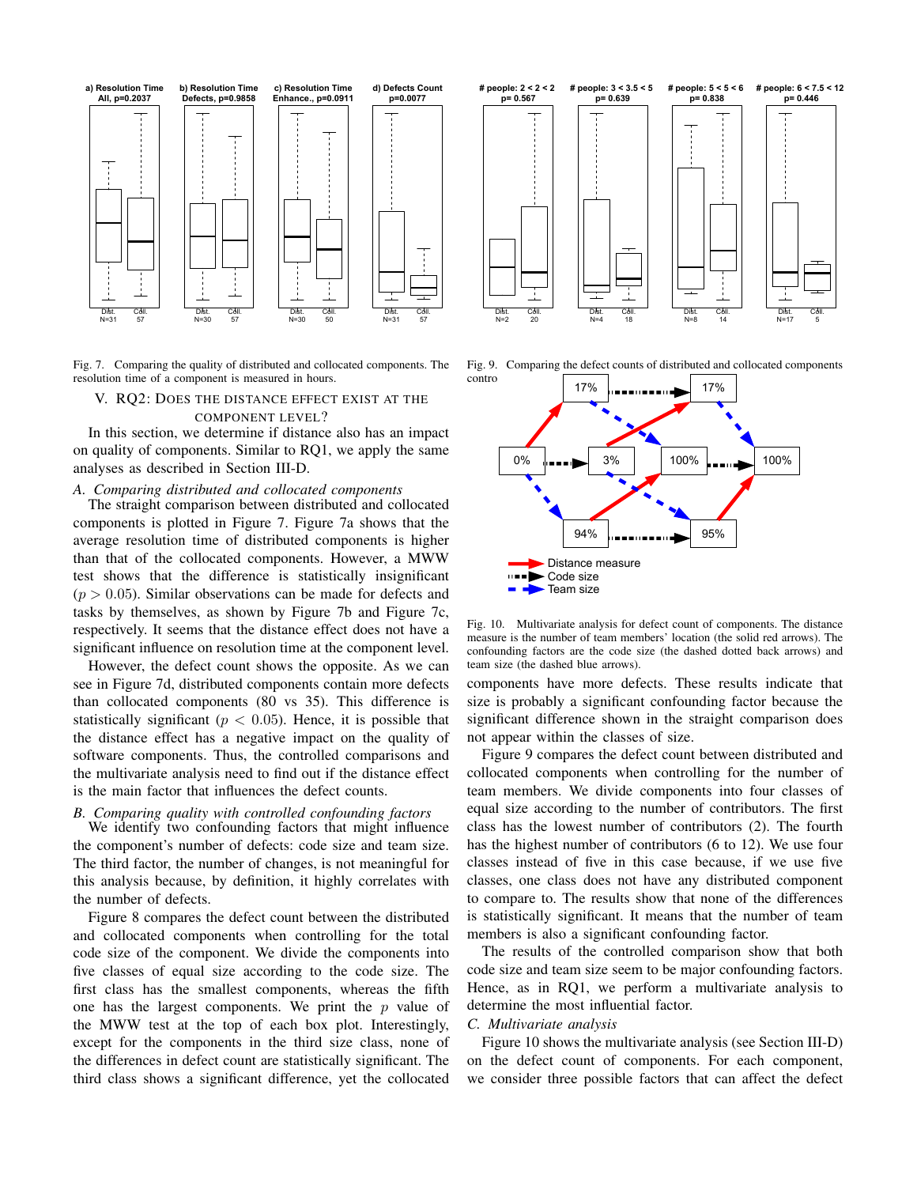Fig. 7. Comparing the quality of distributed and collocated components. The resolution time of a component is measured in hours.

Fig. 9. Comparing the defect counts of distributed and collocated components contro

## V. RQ2: Does the distance effect exist at the component level?

In this section, we determine if distance also has an impact on quality of components. Similar to RQ1, we apply the same analyses as described in Section III-D.

### A. Comparing distributed and collocated components

The straight comparison between distributed and collocated components is plotted in Figure 7. Figure 7a shows that the average resolution time of distributed components is higher than that of the collocated components. However, a MWW test shows that the difference is statistically insignificant ($p > 0.05$). Similar observations can be made for defects and tasks by themselves, as shown by Figure 7b and Figure 7c, respectively. It seems that the distance effect does not have a significant influence on resolution time at the component level.

However, the defect count shows the opposite. As we can see in Figure 7d, distributed components contain more defects than collocated components (80 vs 35). This difference is statistically significant ($p < 0.05$). Hence, it is possible that the distance effect has a negative impact on the quality of software components. Thus, the controlled comparisons and the multivariate analysis need to find out if the distance effect is the main factor that influences the defect counts.

### B. Comparing quality with controlled confounding factors

We identify two confounding factors that might influence the component's number of defects: code size and team size. The third factor, the number of changes, is not meaningful for this analysis because, by definition, it highly correlates with the number of defects.

Figure 8 compares the defect count between the distributed and collocated components when controlling for the total code size of the component. We divide the components into five classes of equal size according to the code size. The first class has the smallest components, whereas the fifth one has the largest components. We print the $p$ value of the MWW test at the top of each box plot. Interestingly, except for the components in the third size class, none of the differences in defect count are statistically significant. The third class shows a significant difference, yet the collocated components have more defects. These results indicate that size is probably a significant confounding factor because the significant difference shown in the straight comparison does not appear within the classes of size.

Fig. 10. Multivariate analysis for defect count of components. The distance measure is the number of team members' location (the solid red arrows). The confounding factors are the code size (the dashed dotted back arrows) and team size (the dashed blue arrows).

Figure 9 compares the defect count between distributed and collocated components when controlling for the number of team members. We divide components into four classes of equal size according to the number of contributors. The first class has the lowest number of contributors (2). The fourth has the highest number of contributors (6 to 12). We use four classes instead of five in this case because, if we use five classes, one class does not have any distributed component to compare to. The results show that none of the differences is statistically significant. It means that the number of team members is also a significant confounding factor.

The results of the controlled comparison show that both code size and team size seem to be major confounding factors. Hence, as in RQ1, we perform a multivariate analysis to determine the most influential factor.

### C. Multivariate analysis

Figure 10 shows the multivariate analysis (see Section III-D) on the defect count of components. For each component, we consider three possible factors that can affect the defect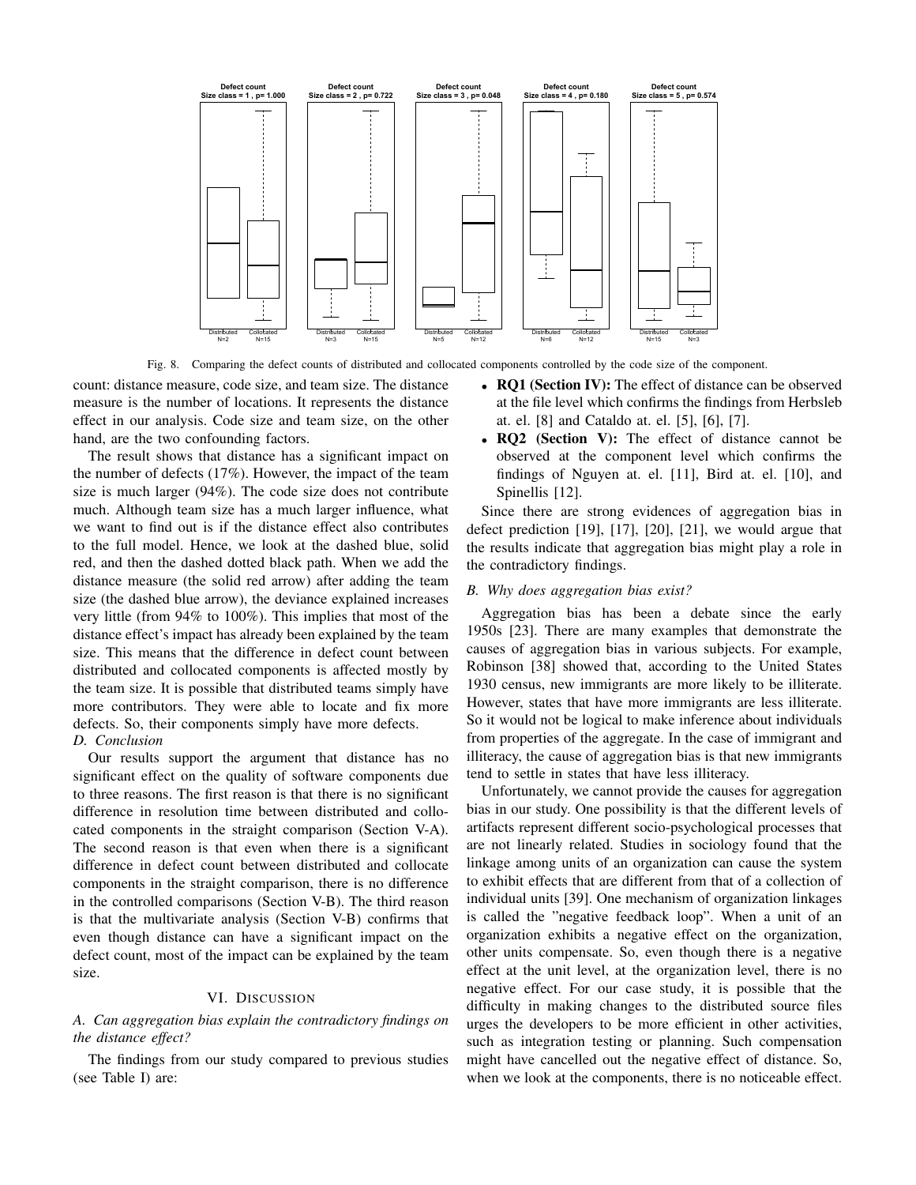Defect count
Size class = 1 , p= 1.000
Distributed N=2
Collocated N=15

Defect count
Size class = 2 , p= 0.722
Distributed N=3
Collocated N=15

Defect count
Size class = 3 , p= 0.048
Distributed N=5
Collocated N=12

Defect count
Size class = 4 , p= 0.180
Distributed N=6
Collocated N=12

Defect count
Size class = 5 , p= 0.574
Distributed N=15
Collocated N=3

Fig. 8. Comparing the defect counts of distributed and collocated components controlled by the code size of the component.

count: distance measure, code size, and team size. The distance measure is the number of locations. It represents the distance effect in our analysis. Code size and team size, on the other hand, are the two confounding factors.

The result shows that distance has a significant impact on the number of defects (17%). However, the impact of the team size is much larger (94%). The code size does not contribute much. Although team size has a much larger influence, what we want to find out is if the distance effect also contributes to the full model. Hence, we look at the dashed blue, solid red, and then the dashed dotted black path. When we add the distance measure (the solid red arrow) after adding the team size (the dashed blue arrow), the deviance explained increases very little (from 94% to 100%). This implies that most of the distance effect's impact has already been explained by the team size. This means that the difference in defect count between distributed and collocated components is affected mostly by the team size. It is possible that distributed teams simply have more contributors. They were able to locate and fix more defects. So, their components simply have more defects.

### D. Conclusion

Our results support the argument that distance has no significant effect on the quality of software components due to three reasons. The first reason is that there is no significant difference in resolution time between distributed and collocated components in the straight comparison (Section V-A). The second reason is that even when there is a significant difference in defect count between distributed and collocate components in the straight comparison, there is no difference in the controlled comparisons (Section V-B). The third reason is that the multivariate analysis (Section V-B) confirms that even though distance can have a significant impact on the defect count, most of the impact can be explained by the team size.

## VI. Discussion

### A. Can aggregation bias explain the contradictory findings on the distance effect?

The findings from our study compared to previous studies (see Table I) are:

- **RQ1 (Section IV):** The effect of distance can be observed at the file level which confirms the findings from Herbsleb at. el. [8] and Cataldo at. el. [5], [6], [7].
- **RQ2 (Section V):** The effect of distance cannot be observed at the component level which confirms the findings of Nguyen at. el. [11], Bird at. el. [10], and Spinellis [12].

Since there are strong evidences of aggregation bias in defect prediction [19], [17], [20], [21], we would argue that the results indicate that aggregation bias might play a role in the contradictory findings.

### B. Why does aggregation bias exist?

Aggregation bias has been a debate since the early 1950s [23]. There are many examples that demonstrate the causes of aggregation bias in various subjects. For example, Robinson [38] showed that, according to the United States 1930 census, new immigrants are more likely to be illiterate. However, states that have more immigrants are less illiterate. So it would not be logical to make inference about individuals from properties of the aggregate. In the case of immigrant and illiteracy, the cause of aggregation bias is that new immigrants tend to settle in states that have less illiteracy.

Unfortunately, we cannot provide the causes for aggregation bias in our study. One possibility is that the different levels of artifacts represent different socio-psychological processes that are not linearly related. Studies in sociology found that the linkage among units of an organization can cause the system to exhibit effects that are different from that of a collection of individual units [39]. One mechanism of organization linkages is called the "negative feedback loop". When a unit of an organization exhibits a negative effect on the organization, other units compensate. So, even though there is a negative effect at the unit level, at the organization level, there is no negative effect. For our case study, it is possible that the difficulty in making changes to the distributed source files urges the developers to be more efficient in other activities, such as integration testing or planning. Such compensation might have cancelled out the negative effect of distance. So, when we look at the components, there is no noticeable effect.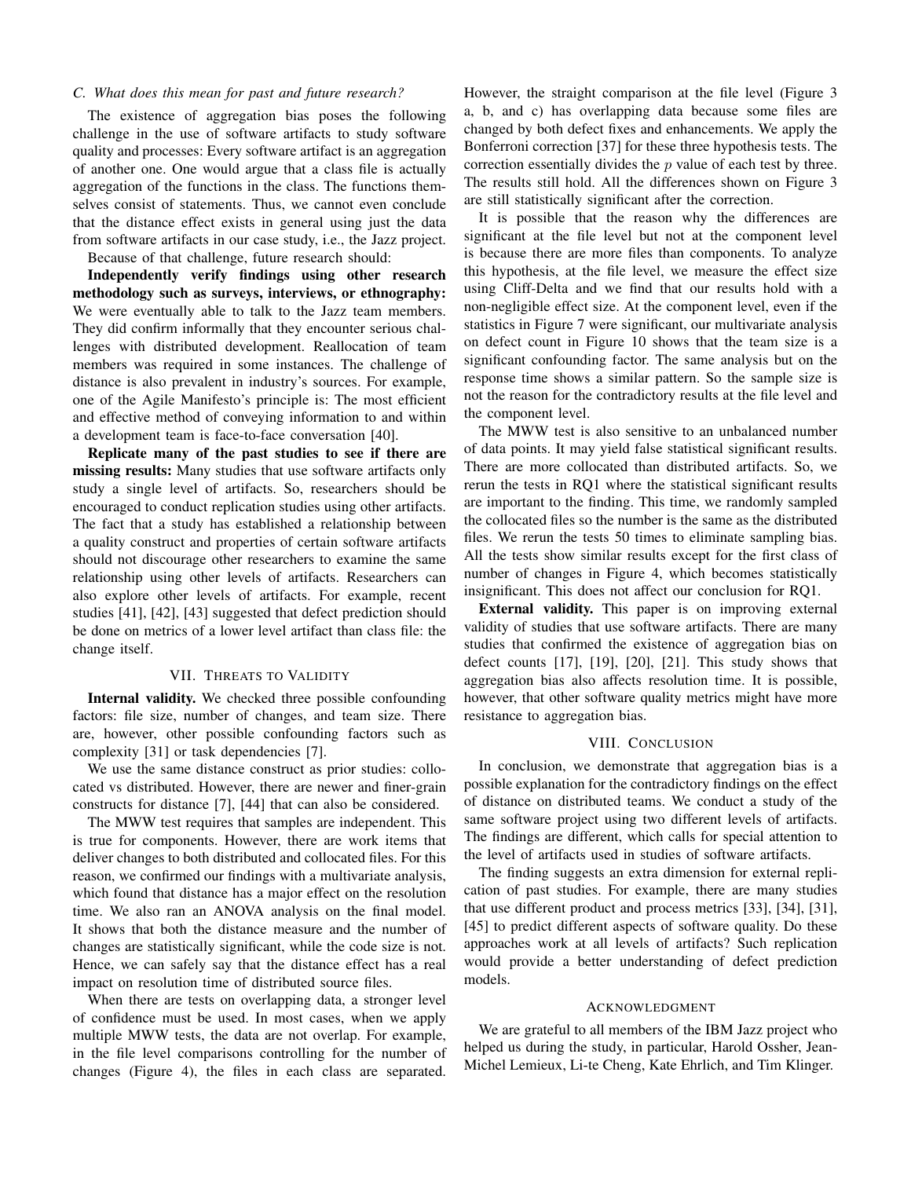### C. What does this mean for past and future research?

The existence of aggregation bias poses the following challenge in the use of software artifacts to study software quality and processes: Every software artifact is an aggregation of another one. One would argue that a class file is actually aggregation of the functions in the class. The functions themselves consist of statements. Thus, we cannot even conclude that the distance effect exists in general using just the data from software artifacts in our case study, i.e., the Jazz project.

Because of that challenge, future research should:

**Independently verify findings using other research methodology such as surveys, interviews, or ethnography:** We were eventually able to talk to the Jazz team members. They did confirm informally that they encounter serious challenges with distributed development. Reallocation of team members was required in some instances. The challenge of distance is also prevalent in industry's sources. For example, one of the Agile Manifesto's principle is: The most efficient and effective method of conveying information to and within a development team is face-to-face conversation [40].

**Replicate many of the past studies to see if there are missing results:** Many studies that use software artifacts only study a single level of artifacts. So, researchers should be encouraged to conduct replication studies using other artifacts. The fact that a study has established a relationship between a quality construct and properties of certain software artifacts should not discourage other researchers to examine the same relationship using other levels of artifacts. Researchers can also explore other levels of artifacts. For example, recent studies [41], [42], [43] suggested that defect prediction should be done on metrics of a lower level artifact than class file: the change itself.

## VII. Threats to Validity

**Internal validity.** We checked three possible confounding factors: file size, number of changes, and team size. There are, however, other possible confounding factors such as complexity [31] or task dependencies [7].

We use the same distance construct as prior studies: collocated vs distributed. However, there are newer and finer-grain constructs for distance [7], [44] that can also be considered.

The MWW test requires that samples are independent. This is true for components. However, there are work items that deliver changes to both distributed and collocated files. For this reason, we confirmed our findings with a multivariate analysis, which found that distance has a major effect on the resolution time. We also ran an ANOVA analysis on the final model. It shows that both the distance measure and the number of changes are statistically significant, while the code size is not. Hence, we can safely say that the distance effect has a real impact on resolution time of distributed source files.

When there are tests on overlapping data, a stronger level of confidence must be used. In most cases, when we apply multiple MWW tests, the data are not overlap. For example, in the file level comparisons controlling for the number of changes (Figure 4), the files in each class are separated. However, the straight comparison at the file level (Figure 3 a, b, and c) has overlapping data because some files are changed by both defect fixes and enhancements. We apply the Bonferroni correction [37] for these three hypothesis tests. The correction essentially divides the $p$ value of each test by three. The results still hold. All the differences shown on Figure 3 are still statistically significant after the correction.

It is possible that the reason why the differences are significant at the file level but not at the component level is because there are more files than components. To analyze this hypothesis, at the file level, we measure the effect size using Cliff-Delta and we find that our results hold with a non-negligible effect size. At the component level, even if the statistics in Figure 7 were significant, our multivariate analysis on defect count in Figure 10 shows that the team size is a significant confounding factor. The same analysis but on the response time shows a similar pattern. So the sample size is not the reason for the contradictory results at the file level and the component level.

The MWW test is also sensitive to an unbalanced number of data points. It may yield false statistical significant results. There are more collocated than distributed artifacts. So, we rerun the tests in RQ1 where the statistical significant results are important to the finding. This time, we randomly sampled the collocated files so the number is the same as the distributed files. We rerun the tests 50 times to eliminate sampling bias. All the tests show similar results except for the first class of number of changes in Figure 4, which becomes statistically insignificant. This does not affect our conclusion for RQ1.

**External validity.** This paper is on improving external validity of studies that use software artifacts. There are many studies that confirmed the existence of aggregation bias on defect counts [17], [19], [20], [21]. This study shows that aggregation bias also affects resolution time. It is possible, however, that other software quality metrics might have more resistance to aggregation bias.

## VIII. Conclusion

In conclusion, we demonstrate that aggregation bias is a possible explanation for the contradictory findings on the effect of distance on distributed teams. We conduct a study of the same software project using two different levels of artifacts. The findings are different, which calls for special attention to the level of artifacts used in studies of software artifacts.

The finding suggests an extra dimension for external replication of past studies. For example, there are many studies that use different product and process metrics [33], [34], [31], [45] to predict different aspects of software quality. Do these approaches work at all levels of artifacts? Such replication would provide a better understanding of defect prediction models.

## Acknowledgment

We are grateful to all members of the IBM Jazz project who helped us during the study, in particular, Harold Ossher, Jean-Michel Lemieux, Li-te Cheng, Kate Ehrlich, and Tim Klinger.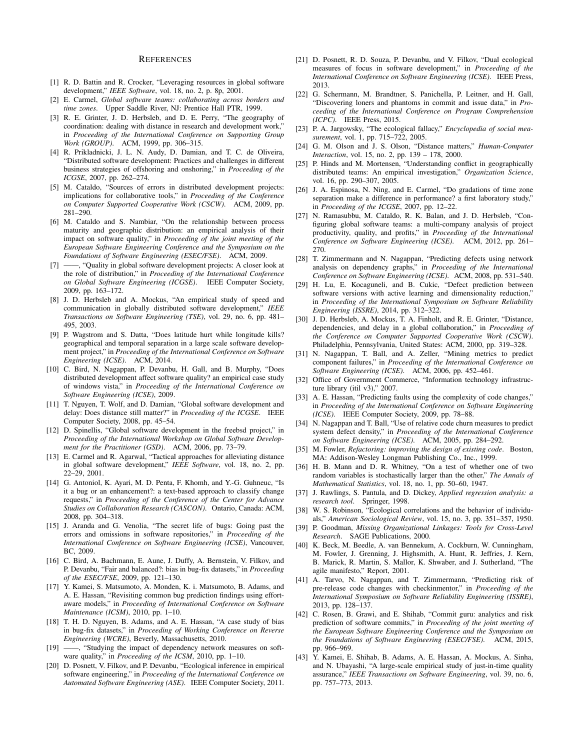# References

[1] R. D. Battin and R. Crocker, "Leveraging resources in global software development," *IEEE Software*, vol. 18, no. 2, p. 8p, 2001.

[2] E. Carmel, *Global software teams: collaborating across borders and time zones*. Upper Saddle River, NJ: Prentice Hall PTR, 1999.

[3] R. E. Grinter, J. D. Herbsleb, and D. E. Perry, "The geography of coordination: dealing with distance in research and development work," in *Proceeding of the International Conference on Supporting Group Work (GROUP)*. ACM, 1999, pp. 306–315.

[4] R. Prikladnicki, J. L. N. Audy, D. Damian, and T. C. de Oliveira, "Distributed software development: Practices and challenges in different business strategies of offshoring and onshoring," in *Proceeding of the ICGSE*, 2007, pp. 262–274.

[5] M. Cataldo, "Sources of errors in distributed development projects: implications for collaborative tools," in *Proceeding of the Conference on Computer Supported Cooperative Work (CSCW)*. ACM, 2009, pp. 281–290.

[6] M. Cataldo and S. Nambiar, "On the relationship between process maturity and geographic distribution: an empirical analysis of their impact on software quality," in *Proceeding of the joint meeting of the European Software Engineering Conference and the Symposium on the Foundations of Software Engineering (ESEC/FSE)*. ACM, 2009.

[7] ——, "Quality in global software development projects: A closer look at the role of distribution," in *Proceeding of the International Conference on Global Software Engineering (ICGSE)*. IEEE Computer Society, 2009, pp. 163–172.

[8] J. D. Herbsleb and A. Mockus, "An empirical study of speed and communication in globally distributed software development," *IEEE Transactions on Software Engineering (TSE)*, vol. 29, no. 6, pp. 481–495, 2003.

[9] P. Wagstrom and S. Datta, "Does latitude hurt while longitude kills? geographical and temporal separation in a large scale software development project," in *Proceeding of the International Conference on Software Engineering (ICSE)*. ACM, 2014.

[10] C. Bird, N. Nagappan, P. Devanbu, H. Gall, and B. Murphy, "Does distributed development affect software quality? an empirical case study of windows vista," in *Proceeding of the International Conference on Software Engineering (ICSE)*, 2009.

[11] T. Nguyen, T. Wolf, and D. Damian, "Global software development and delay: Does distance still matter?" in *Proceeding of the ICGSE*. IEEE Computer Society, 2008, pp. 45–54.

[12] D. Spinellis, "Global software development in the freebsd project," in *Proceeding of the International Workshop on Global Software Development for the Practitioner (GSD)*. ACM, 2006, pp. 73–79.

[13] E. Carmel and R. Agarwal, "Tactical approaches for alleviating distance in global software development," *IEEE Software*, vol. 18, no. 2, pp. 22–29, 2001.

[14] G. Antoniol, K. Ayari, M. D. Penta, F. Khomh, and Y.-G. Guhneuc, "Is it a bug or an enhancement?: a text-based approach to classify change requests," in *Proceeding of the Conference of the Center for Advance Studies on Collaboration Research (CASCON)*. Ontario, Canada: ACM, 2008, pp. 304–318.

[15] J. Aranda and G. Venolia, "The secret life of bugs: Going past the errors and omissions in software repositories," in *Proceeding of the International Conference on Software Engineering (ICSE)*, Vancouver, BC, 2009.

[16] C. Bird, A. Bachmann, E. Aune, J. Duffy, A. Bernstein, V. Filkov, and P. Devanbu, "Fair and balanced?: bias in bug-fix datasets," in *Proceeding of the ESEC/FSE*, 2009, pp. 121–130.

[17] Y. Kamei, S. Matsumoto, A. Monden, K. i. Matsumoto, B. Adams, and A. E. Hassan, "Revisiting common bug prediction findings using effort-aware models," in *Proceeding of International Conference on Software Maintenance (ICSM)*, 2010, pp. 1–10.

[18] T. H. D. Nguyen, B. Adams, and A. E. Hassan, "A case study of bias in bug-fix datasets," in *Proceeding of Working Conference on Reverse Engineering (WCRE)*, Beverly, Massachusetts, 2010.

[19] ——, "Studying the impact of dependency network measures on software quality," in *Proceeding of the ICSM*, 2010, pp. 1–10.

[20] D. Posnett, V. Filkov, and P. Devanbu, "Ecological inference in empirical software engineering," in *Proceeding of the International Conference on Automated Software Engineering (ASE)*. IEEE Computer Society, 2011.

[21] D. Posnett, R. D. Souza, P. Devanbu, and V. Filkov, "Dual ecological measures of focus in software development," in *Proceeding of the International Conference on Software Engineering (ICSE)*. IEEE Press, 2013.

[22] G. Schermann, M. Brandtner, S. Panichella, P. Leitner, and H. Gall, "Discovering loners and phantoms in commit and issue data," in *Proceeding of the International Conference on Program Comprehension (ICPC)*. IEEE Press, 2015.

[23] P. A. Jargowsky, "The ecological fallacy," *Encyclopedia of social measurement*, vol. 1, pp. 715–722, 2005.

[24] G. M. Olson and J. S. Olson, "Distance matters," *Human-Computer Interaction*, vol. 15, no. 2, pp. 139 – 178, 2000.

[25] P. Hinds and M. Mortensen, "Understanding conflict in geographically distributed teams: An empirical investigation," *Organization Science*, vol. 16, pp. 290–307, 2005.

[26] J. A. Espinosa, N. Ning, and E. Carmel, "Do gradations of time zone separation make a difference in performance? a first laboratory study," in *Proceeding of the ICGSE*, 2007, pp. 12–22.

[27] N. Ramasubbu, M. Cataldo, R. K. Balan, and J. D. Herbsleb, "Configuring global software teams: a multi-company analysis of project productivity, quality, and profits," in *Proceeding of the International Conference on Software Engineering (ICSE)*. ACM, 2012, pp. 261–270.

[28] T. Zimmermann and N. Nagappan, "Predicting defects using network analysis on dependency graphs," in *Proceeding of the International Conference on Software Engineering (ICSE)*. ACM, 2008, pp. 531–540.

[29] H. Lu, E. Kocaguneli, and B. Cukic, "Defect prediction between software versions with active learning and dimensionality reduction," in *Proceeding of the International Symposium on Software Reliability Engineering (ISSRE)*, 2014, pp. 312–322.

[30] J. D. Herbsleb, A. Mockus, T. A. Finholt, and R. E. Grinter, "Distance, dependencies, and delay in a global collaboration," in *Proceeding of the Conference on Computer Supported Cooperative Work (CSCW)*. Philadelphia, Pennsylvania, United States: ACM, 2000, pp. 319–328.

[31] N. Nagappan, T. Ball, and A. Zeller, "Mining metrics to predict component failures," in *Proceeding of the International Conference on Software Engineering (ICSE)*. ACM, 2006, pp. 452–461.

[32] Office of Government Commerce, "Information technology infrastructure library (itil v3)," 2007.

[33] A. E. Hassan, "Predicting faults using the complexity of code changes," in *Proceeding of the International Conference on Software Engineering (ICSE)*. IEEE Computer Society, 2009, pp. 78–88.

[34] N. Nagappan and T. Ball, "Use of relative code churn measures to predict system defect density," in *Proceeding of the International Conference on Software Engineering (ICSE)*. ACM, 2005, pp. 284–292.

[35] M. Fowler, *Refactoring: improving the design of existing code*. Boston, MA: Addison-Wesley Longman Publishing Co., Inc., 1999.

[36] H. B. Mann and D. R. Whitney, "On a test of whether one of two random variables is stochastically larger than the other," *The Annals of Mathematical Statistics*, vol. 18, no. 1, pp. 50–60, 1947.

[37] J. Rawlings, S. Pantula, and D. Dickey, *Applied regression analysis: a research tool*. Springer, 1998.

[38] W. S. Robinson, "Ecological correlations and the behavior of individuals," *American Sociological Review*, vol. 15, no. 3, pp. 351–357, 1950.

[39] P. Goodman, *Missing Organizational Linkages: Tools for Cross-Level Research*. SAGE Publications, 2000.

[40] K. Beck, M. Beedle, A. van Bennekum, A. Cockburn, W. Cunningham, M. Fowler, J. Grenning, J. Highsmith, A. Hunt, R. Jeffries, J. Kern, B. Marick, R. Martin, S. Mallor, K. Shwaber, and J. Sutherland, "The agile manifesto," Report, 2001.

[41] A. Tarvo, N. Nagappan, and T. Zimmermann, "Predicting risk of pre-release code changes with checkinmentor," in *Proceeding of the International Symposium on Software Reliability Engineering (ISSRE)*, 2013, pp. 128–137.

[42] C. Rosen, B. Grawi, and E. Shihab, "Commit guru: analytics and risk prediction of software commits," in *Proceeding of the joint meeting of the European Software Engineering Conference and the Symposium on the Foundations of Software Engineering (ESEC/FSE)*. ACM, 2015, pp. 966–969.

[43] Y. Kamei, E. Shihab, B. Adams, A. E. Hassan, A. Mockus, A. Sinha, and N. Ubayashi, "A large-scale empirical study of just-in-time quality assurance," *IEEE Transactions on Software Engineering*, vol. 39, no. 6, pp. 757–773, 2013.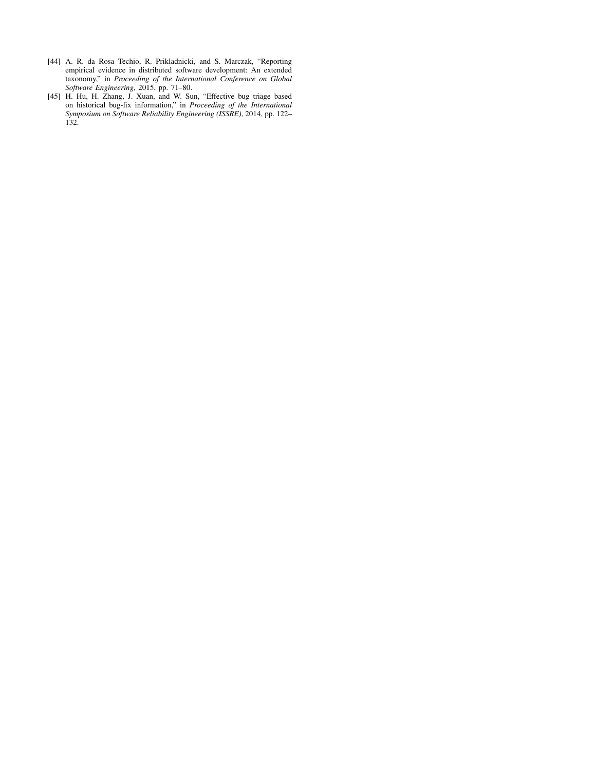[44] A. R. da Rosa Techio, R. Prikladnicki, and S. Marczak, "Reporting empirical evidence in distributed software development: An extended taxonomy," in *Proceeding of the International Conference on Global Software Engineering*, 2015, pp. 71–80.

[45] H. Hu, H. Zhang, J. Xuan, and W. Sun, "Effective bug triage based on historical bug-fix information," in *Proceeding of the International Symposium on Software Reliability Engineering (ISSRE)*, 2014, pp. 122–132.